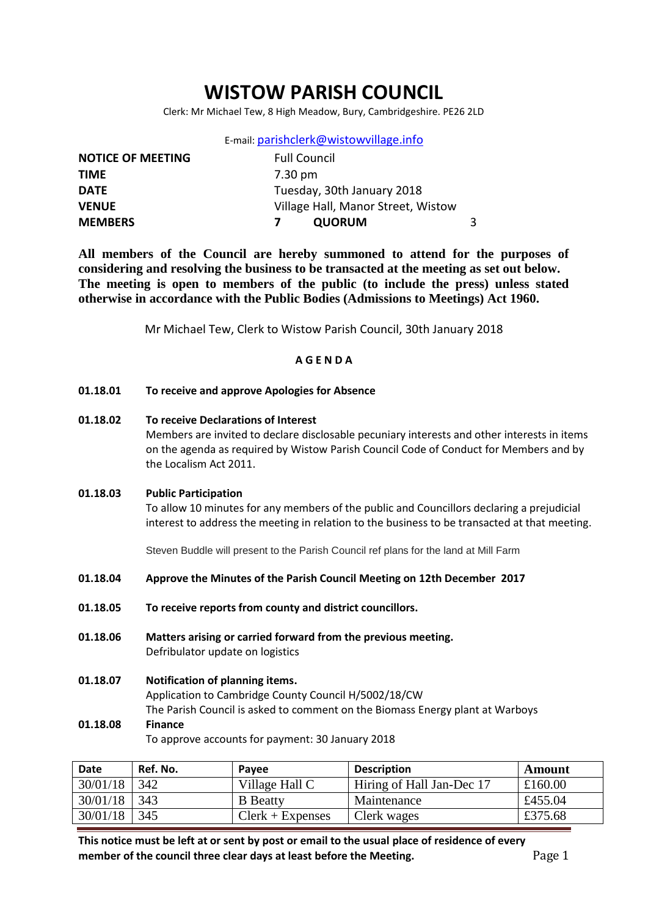# WISTOW PARISH COUNCIL

Clerk: Mr Michael Tew, 8 High Meadow, Bury, Cambridgeshire. PE26 2LD

E-mail: parishclerk@wistowvillage.info

| | | | |
|---|---|---|---|
| **NOTICE OF MEETING** | Full Council | | |
| **TIME** | 7.30 pm | | |
| **DATE** | Tuesday, 30th January 2018 | | |
| **VENUE** | Village Hall, Manor Street, Wistow | | |
| **MEMBERS** | **7** | **QUORUM** | 3 |

**All members of the Council are hereby summoned to attend for the purposes of considering and resolving the business to be transacted at the meeting as set out below. The meeting is open to members of the public (to include the press) unless stated otherwise in accordance with the Public Bodies (Admissions to Meetings) Act 1960.**

Mr Michael Tew, Clerk to Wistow Parish Council, 30th January 2018

**A G E N D A**

**01.18.01 To receive and approve Apologies for Absence**

**01.18.02 To receive Declarations of Interest**

Members are invited to declare disclosable pecuniary interests and other interests in items on the agenda as required by Wistow Parish Council Code of Conduct for Members and by the Localism Act 2011.

**01.18.03 Public Participation**

To allow 10 minutes for any members of the public and Councillors declaring a prejudicial interest to address the meeting in relation to the business to be transacted at that meeting.

Steven Buddle will present to the Parish Council ref plans for the land at Mill Farm

**01.18.04 Approve the Minutes of the Parish Council Meeting on 12th December 2017**

**01.18.05 To receive reports from county and district councillors.**

**01.18.06 Matters arising or carried forward from the previous meeting.**

Defribulator update on logistics

**01.18.07 Notification of planning items.**

Application to Cambridge County Council H/5002/18/CW

The Parish Council is asked to comment on the Biomass Energy plant at Warboys

**01.18.08 Finance**

To approve accounts for payment: 30 January 2018

| Date | Ref. No. | Payee | Description | Amount |
|---|---|---|---|---|
| 30/01/18 | 342 | Village Hall C | Hiring of Hall Jan-Dec 17 | £160.00 |
| 30/01/18 | 343 | B Beatty | Maintenance | £455.04 |
| 30/01/18 | 345 | Clerk + Expenses | Clerk wages | £375.68 |

**This notice must be left at or sent by post or email to the usual place of residence of every member of the council three clear days at least before the Meeting.**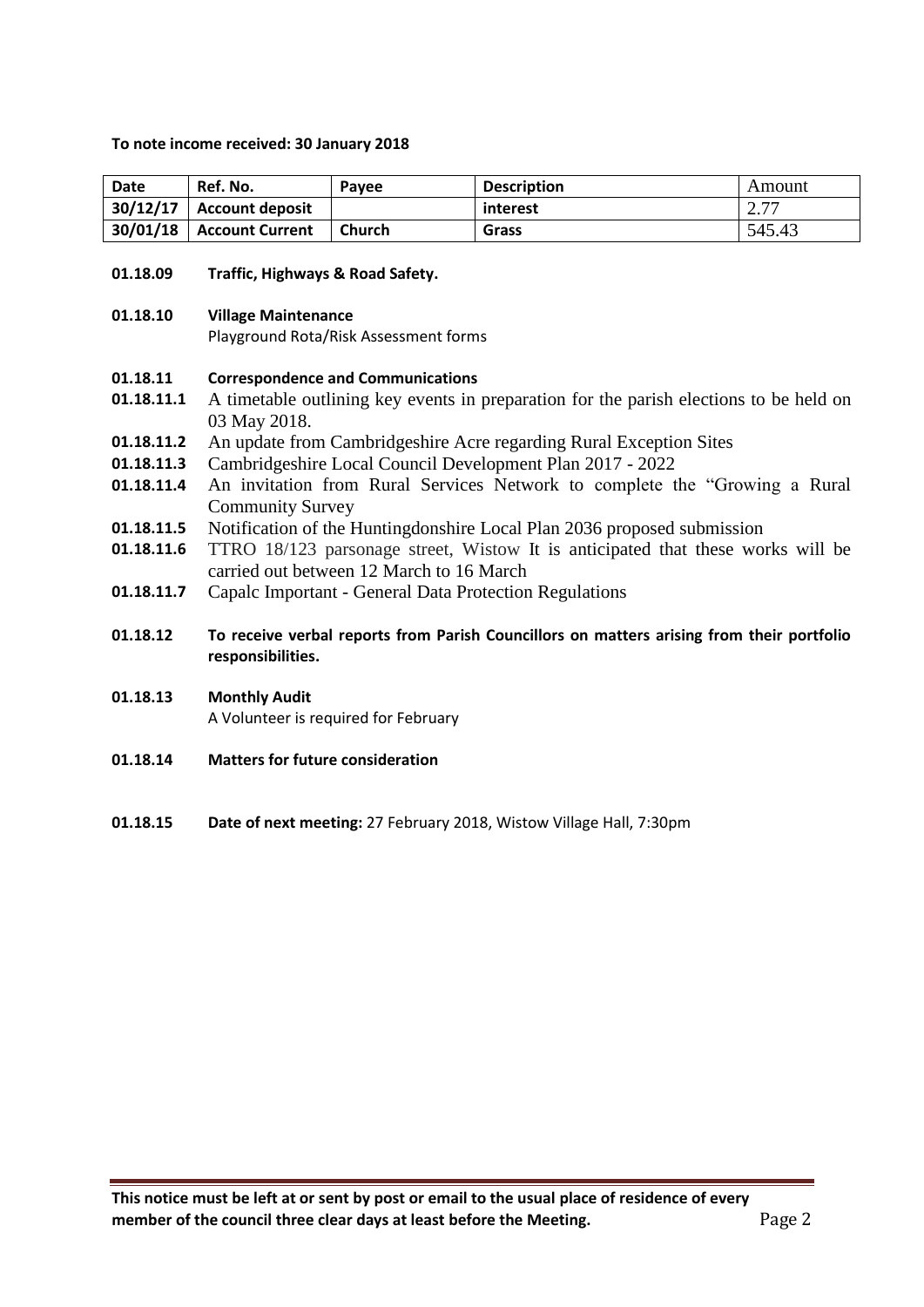**To note income received: 30 January 2018**

| Date | Ref. No. | Payee | Description | Amount |
|---|---|---|---|---|
| 30/12/17 | Account deposit | | interest | 2.77 |
| 30/01/18 | Account Current | Church | Grass | 545.43 |

**01.18.09 Traffic, Highways & Road Safety.**

**01.18.10 Village Maintenance**

Playground Rota/Risk Assessment forms

**01.18.11 Correspondence and Communications**

**01.18.11.1** A timetable outlining key events in preparation for the parish elections to be held on 03 May 2018.

**01.18.11.2** An update from Cambridgeshire Acre regarding Rural Exception Sites

**01.18.11.3** Cambridgeshire Local Council Development Plan 2017 - 2022

**01.18.11.4** An invitation from Rural Services Network to complete the "Growing a Rural Community Survey

**01.18.11.5** Notification of the Huntingdonshire Local Plan 2036 proposed submission

**01.18.11.6** TTRO 18/123 parsonage street, Wistow It is anticipated that these works will be carried out between 12 March to 16 March

**01.18.11.7** Capalc Important - General Data Protection Regulations

**01.18.12 To receive verbal reports from Parish Councillors on matters arising from their portfolio responsibilities.**

**01.18.13 Monthly Audit**

A Volunteer is required for February

**01.18.14 Matters for future consideration**

**01.18.15 Date of next meeting:** 27 February 2018, Wistow Village Hall, 7:30pm

**This notice must be left at or sent by post or email to the usual place of residence of every member of the council three clear days at least before the Meeting.**